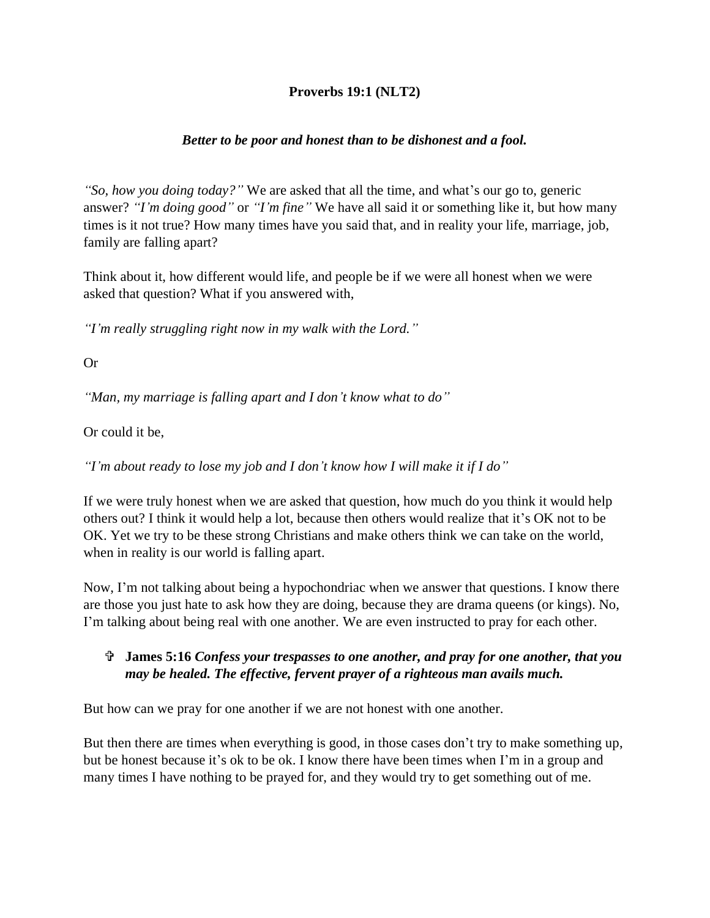**Proverbs 19:1 (NLT2)**

***Better to be poor and honest than to be dishonest and a fool.***

*"So, how you doing today?"* We are asked that all the time, and what's our go to, generic answer? *"I'm doing good"* or *"I'm fine"* We have all said it or something like it, but how many times is it not true? How many times have you said that, and in reality your life, marriage, job, family are falling apart?

Think about it, how different would life, and people be if we were all honest when we were asked that question? What if you answered with,

*"I'm really struggling right now in my walk with the Lord."*

Or

*"Man, my marriage is falling apart and I don't know what to do"*

Or could it be,

*"I'm about ready to lose my job and I don't know how I will make it if I do"*

If we were truly honest when we are asked that question, how much do you think it would help others out? I think it would help a lot, because then others would realize that it's OK not to be OK. Yet we try to be these strong Christians and make others think we can take on the world, when in reality is our world is falling apart.

Now, I'm not talking about being a hypochondriac when we answer that questions. I know there are those you just hate to ask how they are doing, because they are drama queens (or kings). No, I'm talking about being real with one another. We are even instructed to pray for each other.

- ✞ **James 5:16** ***Confess your trespasses to one another, and pray for one another, that you may be healed. The effective, fervent prayer of a righteous man avails much.***

But how can we pray for one another if we are not honest with one another.

But then there are times when everything is good, in those cases don't try to make something up, but be honest because it's ok to be ok. I know there have been times when I'm in a group and many times I have nothing to be prayed for, and they would try to get something out of me.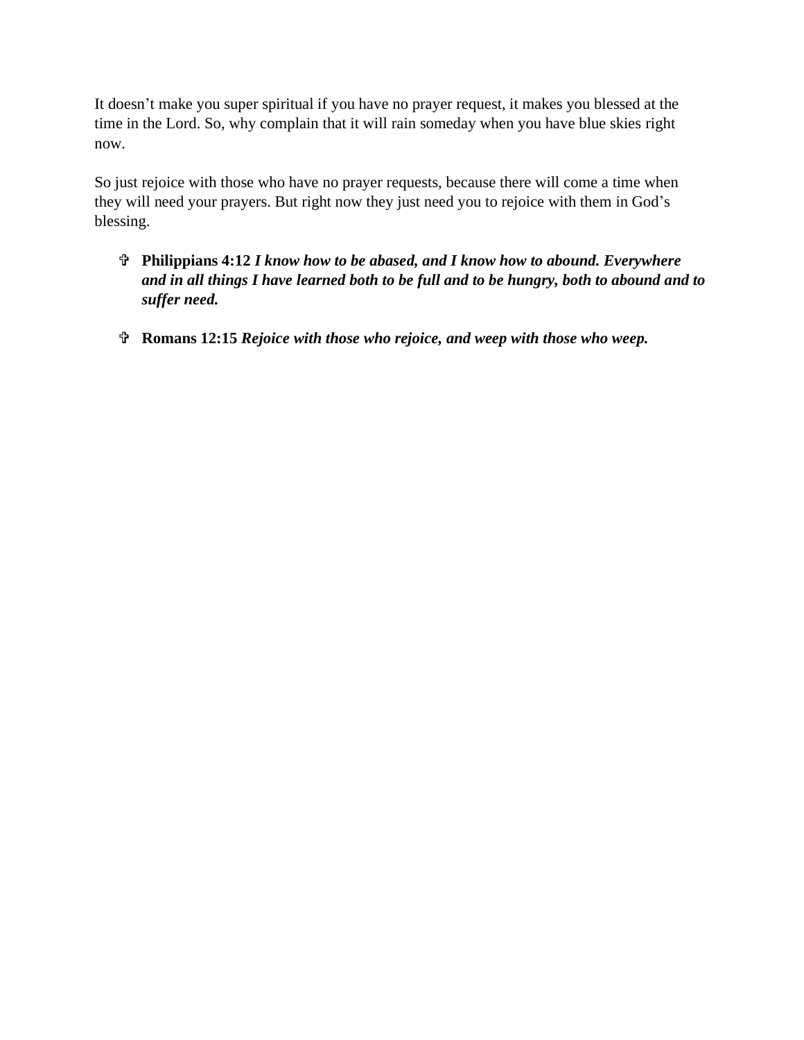It doesn't make you super spiritual if you have no prayer request, it makes you blessed at the time in the Lord. So, why complain that it will rain someday when you have blue skies right now.

So just rejoice with those who have no prayer requests, because there will come a time when they will need your prayers. But right now they just need you to rejoice with them in God's blessing.

- ✞ **Philippians 4:12** ***I know how to be abased, and I know how to abound. Everywhere and in all things I have learned both to be full and to be hungry, both to abound and to suffer need.***

- ✞ **Romans 12:15** ***Rejoice with those who rejoice, and weep with those who weep.***